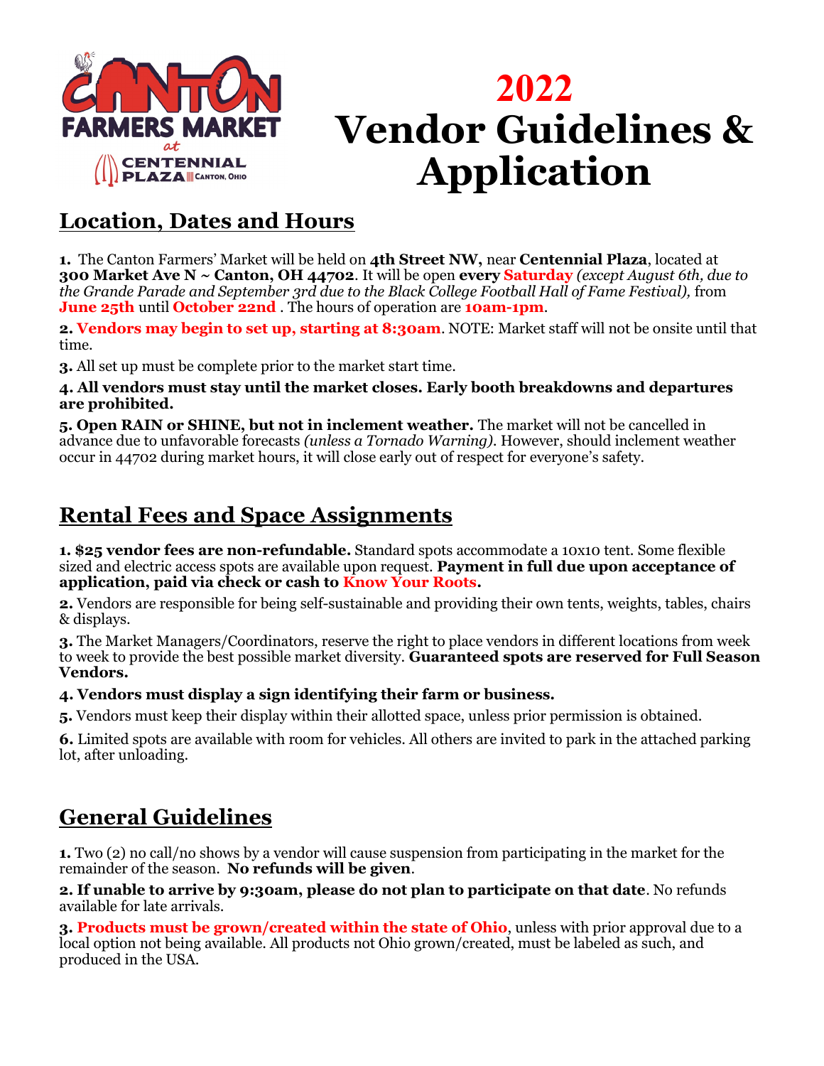# 2022 Vendor Guidelines & Application

## Location, Dates and Hours

**1.** The Canton Farmers' Market will be held on **4th Street NW,** near **Centennial Plaza**, located at **300 Market Ave N ~ Canton, OH 44702**. It will be open **every Saturday** *(except August 6th, due to the Grande Parade and September 3rd due to the Black College Football Hall of Fame Festival),* from **June 25th** until **October 22nd** . The hours of operation are **10am-1pm**.

**2. Vendors may begin to set up, starting at 8:30am**. NOTE: Market staff will not be onsite until that time.

**3.** All set up must be complete prior to the market start time.

**4. All vendors must stay until the market closes. Early booth breakdowns and departures are prohibited.**

**5. Open RAIN or SHINE, but not in inclement weather.** The market will not be cancelled in advance due to unfavorable forecasts *(unless a Tornado Warning)*. However, should inclement weather occur in 44702 during market hours, it will close early out of respect for everyone's safety.

## Rental Fees and Space Assignments

**1. $25 vendor fees are non-refundable.** Standard spots accommodate a 10x10 tent. Some flexible sized and electric access spots are available upon request. **Payment in full due upon acceptance of application, paid via check or cash to Know Your Roots.**

**2.** Vendors are responsible for being self-sustainable and providing their own tents, weights, tables, chairs & displays.

**3.** The Market Managers/Coordinators, reserve the right to place vendors in different locations from week to week to provide the best possible market diversity. **Guaranteed spots are reserved for Full Season Vendors.**

**4. Vendors must display a sign identifying their farm or business.**

**5.** Vendors must keep their display within their allotted space, unless prior permission is obtained.

**6.** Limited spots are available with room for vehicles. All others are invited to park in the attached parking lot, after unloading.

## General Guidelines

**1.** Two (2) no call/no shows by a vendor will cause suspension from participating in the market for the remainder of the season. **No refunds will be given**.

**2. If unable to arrive by 9:30am, please do not plan to participate on that date**. No refunds available for late arrivals.

**3. Products must be grown/created within the state of Ohio**, unless with prior approval due to a local option not being available. All products not Ohio grown/created, must be labeled as such, and produced in the USA.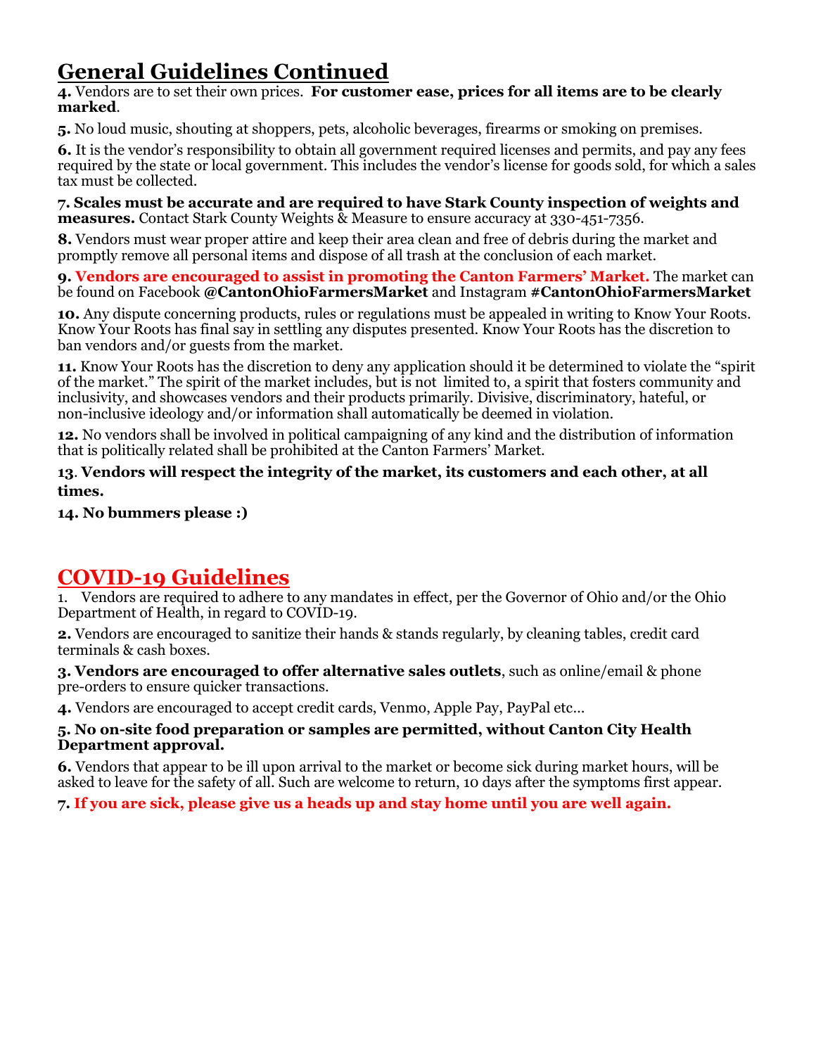## General Guidelines Continued

**4.** Vendors are to set their own prices. **For customer ease, prices for all items are to be clearly marked**.

**5.** No loud music, shouting at shoppers, pets, alcoholic beverages, firearms or smoking on premises.

**6.** It is the vendor's responsibility to obtain all government required licenses and permits, and pay any fees required by the state or local government. This includes the vendor's license for goods sold, for which a sales tax must be collected.

**7. Scales must be accurate and are required to have Stark County inspection of weights and measures.** Contact Stark County Weights & Measure to ensure accuracy at 330-451-7356.

**8.** Vendors must wear proper attire and keep their area clean and free of debris during the market and promptly remove all personal items and dispose of all trash at the conclusion of each market.

**9. Vendors are encouraged to assist in promoting the Canton Farmers' Market.** The market can be found on Facebook **@CantonOhioFarmersMarket** and Instagram **#CantonOhioFarmersMarket**

**10.** Any dispute concerning products, rules or regulations must be appealed in writing to Know Your Roots. Know Your Roots has final say in settling any disputes presented. Know Your Roots has the discretion to ban vendors and/or guests from the market.

**11.** Know Your Roots has the discretion to deny any application should it be determined to violate the "spirit of the market." The spirit of the market includes, but is not limited to, a spirit that fosters community and inclusivity, and showcases vendors and their products primarily. Divisive, discriminatory, hateful, or non-inclusive ideology and/or information shall automatically be deemed in violation.

**12.** No vendors shall be involved in political campaigning of any kind and the distribution of information that is politically related shall be prohibited at the Canton Farmers' Market.

**13**. **Vendors will respect the integrity of the market, its customers and each other, at all times.**

**14. No bummers please :)**

## COVID-19 Guidelines

1. Vendors are required to adhere to any mandates in effect, per the Governor of Ohio and/or the Ohio Department of Health, in regard to COVID-19.

**2.** Vendors are encouraged to sanitize their hands & stands regularly, by cleaning tables, credit card terminals & cash boxes.

**3. Vendors are encouraged to offer alternative sales outlets**, such as online/email & phone pre-orders to ensure quicker transactions.

**4.** Vendors are encouraged to accept credit cards, Venmo, Apple Pay, PayPal etc…

**5. No on-site food preparation or samples are permitted, without Canton City Health Department approval.**

**6.** Vendors that appear to be ill upon arrival to the market or become sick during market hours, will be asked to leave for the safety of all. Such are welcome to return, 10 days after the symptoms first appear.

**7. If you are sick, please give us a heads up and stay home until you are well again.**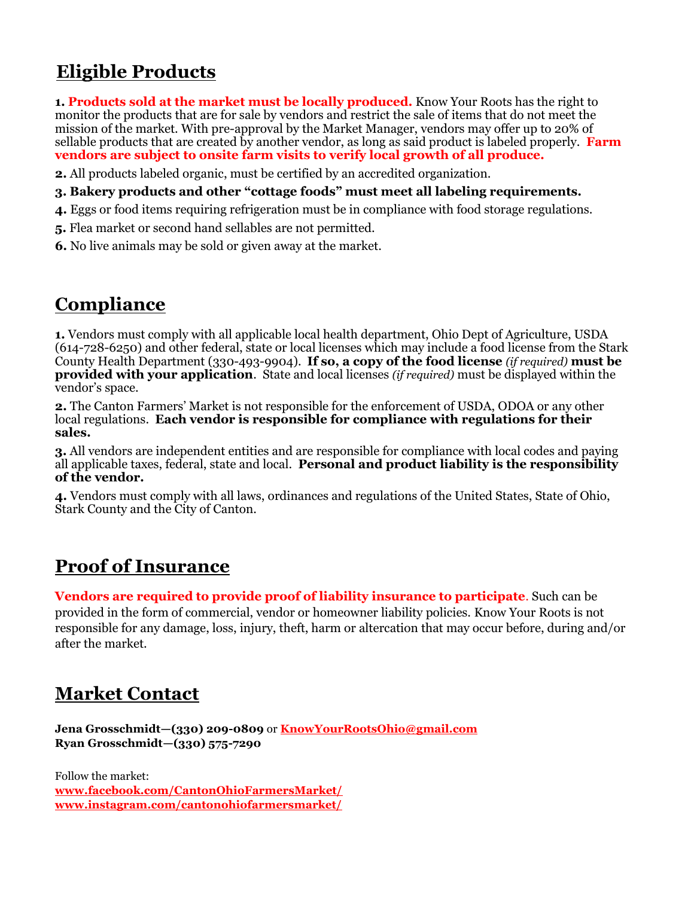## Eligible Products

**1. Products sold at the market must be locally produced.** Know Your Roots has the right to monitor the products that are for sale by vendors and restrict the sale of items that do not meet the mission of the market. With pre-approval by the Market Manager, vendors may offer up to 20% of sellable products that are created by another vendor, as long as said product is labeled properly. **Farm vendors are subject to onsite farm visits to verify local growth of all produce.**

**2.** All products labeled organic, must be certified by an accredited organization.

**3. Bakery products and other "cottage foods" must meet all labeling requirements.**

**4.** Eggs or food items requiring refrigeration must be in compliance with food storage regulations.

**5.** Flea market or second hand sellables are not permitted.

**6.** No live animals may be sold or given away at the market.

## Compliance

**1.** Vendors must comply with all applicable local health department, Ohio Dept of Agriculture, USDA (614-728-6250) and other federal, state or local licenses which may include a food license from the Stark County Health Department (330-493-9904). **If so, a copy of the food license** *(if required)* **must be provided with your application**. State and local licenses *(if required)* must be displayed within the vendor's space.

**2.** The Canton Farmers' Market is not responsible for the enforcement of USDA, ODOA or any other local regulations. **Each vendor is responsible for compliance with regulations for their sales.**

**3.** All vendors are independent entities and are responsible for compliance with local codes and paying all applicable taxes, federal, state and local. **Personal and product liability is the responsibility of the vendor.**

**4.** Vendors must comply with all laws, ordinances and regulations of the United States, State of Ohio, Stark County and the City of Canton.

## Proof of Insurance

**Vendors are required to provide proof of liability insurance to participate**. Such can be provided in the form of commercial, vendor or homeowner liability policies. Know Your Roots is not responsible for any damage, loss, injury, theft, harm or altercation that may occur before, during and/or after the market.

## Market Contact

**Jena Grosschmidt—(330) 209-0809** or **KnowYourRootsOhio@gmail.com**
**Ryan Grosschmidt—(330) 575-7290**

Follow the market:
**www.facebook.com/CantonOhioFarmersMarket/**
**www.instagram.com/cantonohiofarmersmarket/**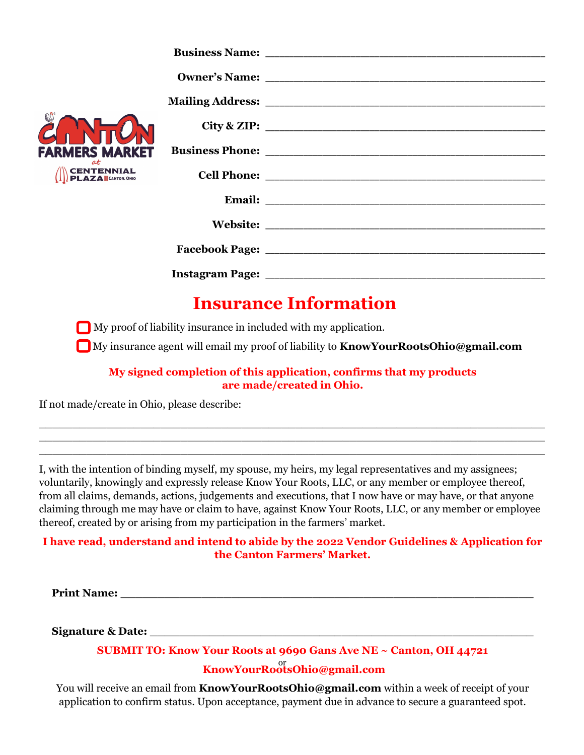Business Name: ________________________________________

Owner's Name: ________________________________________

Mailing Address: ________________________________________

City & ZIP: ________________________________________

Business Phone: ________________________________________

Cell Phone: ________________________________________

Email: ________________________________________

Website: ________________________________________

Facebook Page: ________________________________________

Instagram Page: ________________________________________

## Insurance Information

- [ ] My proof of liability insurance in included with my application.
- [ ] My insurance agent will email my proof of liability to **KnowYourRootsOhio@gmail.com**

**My signed completion of this application, confirms that my products are made/created in Ohio.**

If not made/create in Ohio, please describe:

_______________________________________________________________________________
_______________________________________________________________________________
_______________________________________________________________________________

I, with the intention of binding myself, my spouse, my heirs, my legal representatives and my assignees; voluntarily, knowingly and expressly release Know Your Roots, LLC, or any member or employee thereof, from all claims, demands, actions, judgements and executions, that I now have or may have, or that anyone claiming through me may have or claim to have, against Know Your Roots, LLC, or any member or employee thereof, created by or arising from my participation in the farmers' market.

**I have read, understand and intend to abide by the 2022 Vendor Guidelines & Application for the Canton Farmers' Market.**

**Print Name:** ______________________________________________________

**Signature & Date:** ______________________________________________________

**SUBMIT TO: Know Your Roots at 9690 Gans Ave NE ~ Canton, OH 44721**

or

**KnowYourRootsOhio@gmail.com**

You will receive an email from **KnowYourRootsOhio@gmail.com** within a week of receipt of your application to confirm status. Upon acceptance, payment due in advance to secure a guaranteed spot.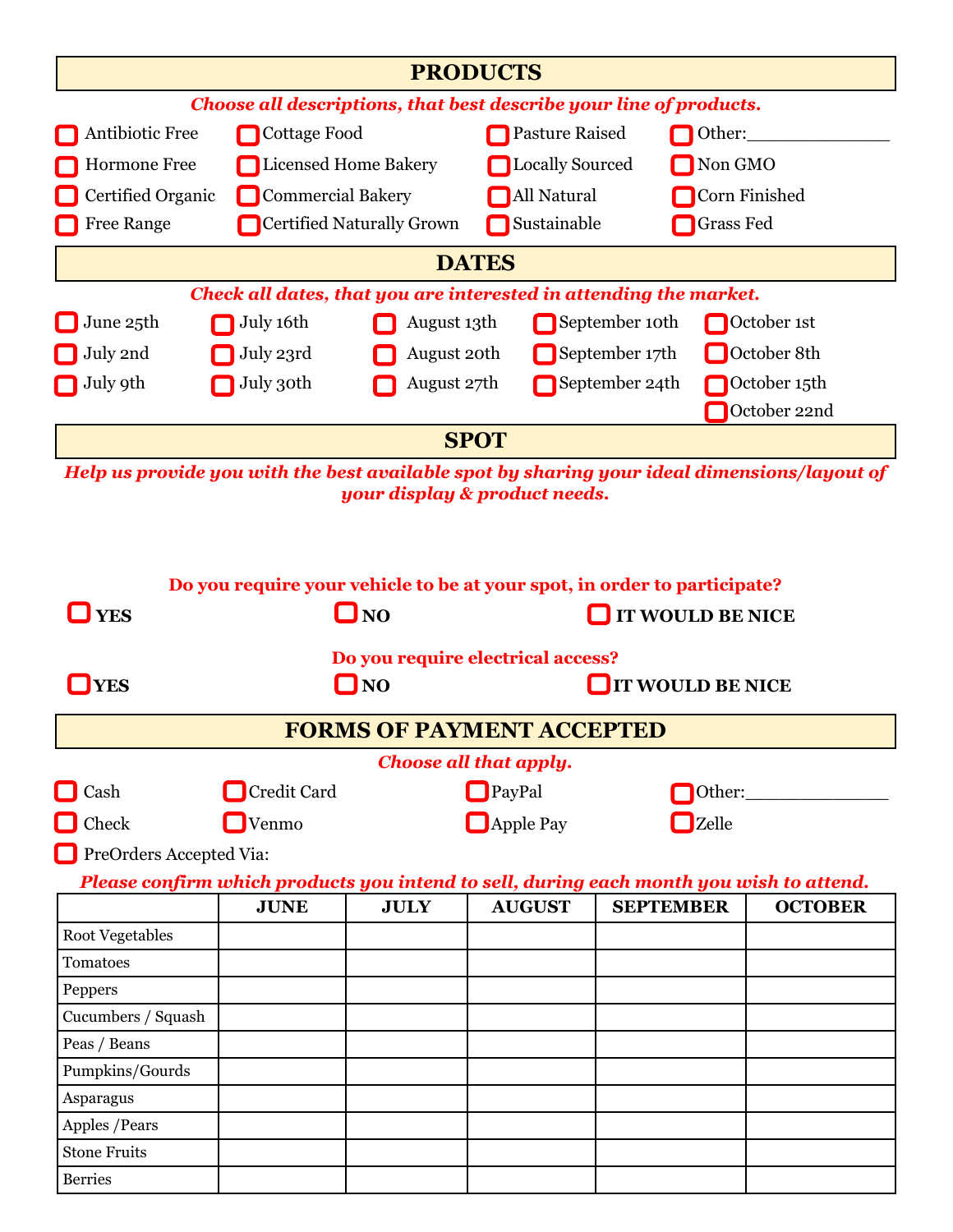## PRODUCTS

***Choose all descriptions, that best describe your line of products.***

- ☐ Antibiotic Free
- ☐ Cottage Food
- ☐ Pasture Raised
- ☐ Other:_____________
- ☐ Hormone Free
- ☐ Licensed Home Bakery
- ☐ Locally Sourced
- ☐ Non GMO
- ☐ Certified Organic
- ☐ Commercial Bakery
- ☐ All Natural
- ☐ Corn Finished
- ☐ Free Range
- ☐ Certified Naturally Grown
- ☐ Sustainable
- ☐ Grass Fed

## DATES

***Check all dates, that you are interested in attending the market.***

- ☐ June 25th
- ☐ July 16th
- ☐ August 13th
- ☐ September 10th
- ☐ October 1st
- ☐ July 2nd
- ☐ July 23rd
- ☐ August 20th
- ☐ September 17th
- ☐ October 8th
- ☐ July 9th
- ☐ July 30th
- ☐ August 27th
- ☐ September 24th
- ☐ October 15th
- ☐ October 22nd

## SPOT

***Help us provide you with the best available spot by sharing your ideal dimensions/layout of your display & product needs.***

**Do you require your vehicle to be at your spot, in order to participate?**

☐ **YES** ☐ **NO** ☐ **IT WOULD BE NICE**

**Do you require electrical access?**

☐ **YES** ☐ **NO** ☐ **IT WOULD BE NICE**

## FORMS OF PAYMENT ACCEPTED

***Choose all that apply.***

- ☐ Cash
- ☐ Credit Card
- ☐ PayPal
- ☐ Other:_____________
- ☐ Check
- ☐ Venmo
- ☐ Apple Pay
- ☐ Zelle
- ☐ PreOrders Accepted Via:

***Please confirm which products you intend to sell, during each month you wish to attend.***

| | JUNE | JULY | AUGUST | SEPTEMBER | OCTOBER |
|---|---|---|---|---|---|
| Root Vegetables | | | | | |
| Tomatoes | | | | | |
| Peppers | | | | | |
| Cucumbers / Squash | | | | | |
| Peas / Beans | | | | | |
| Pumpkins/Gourds | | | | | |
| Asparagus | | | | | |
| Apples /Pears | | | | | |
| Stone Fruits | | | | | |
| Berries | | | | | |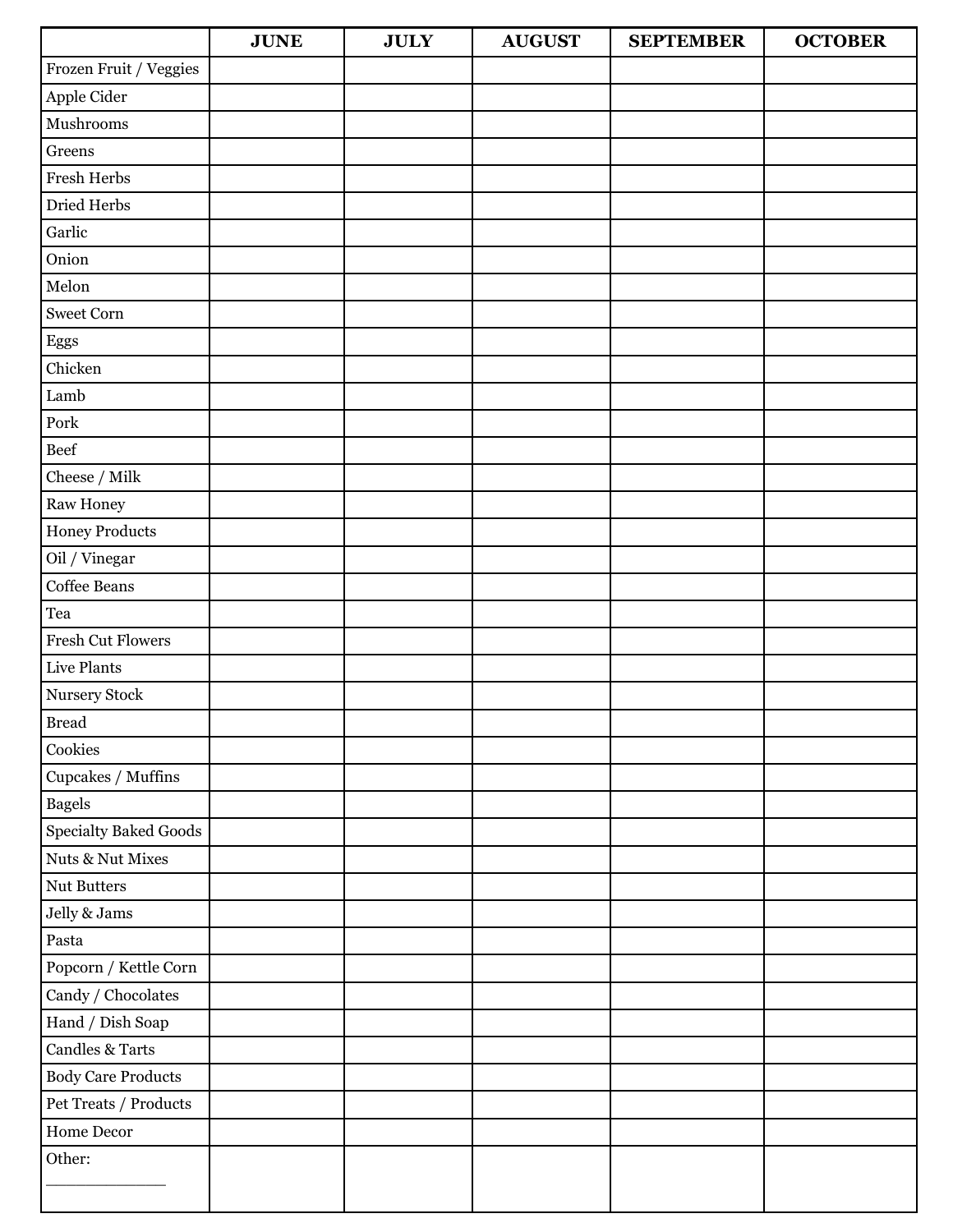| | JUNE | JULY | AUGUST | SEPTEMBER | OCTOBER |
|---|---|---|---|---|---|
| Frozen Fruit / Veggies | | | | | |
| Apple Cider | | | | | |
| Mushrooms | | | | | |
| Greens | | | | | |
| Fresh Herbs | | | | | |
| Dried Herbs | | | | | |
| Garlic | | | | | |
| Onion | | | | | |
| Melon | | | | | |
| Sweet Corn | | | | | |
| Eggs | | | | | |
| Chicken | | | | | |
| Lamb | | | | | |
| Pork | | | | | |
| Beef | | | | | |
| Cheese / Milk | | | | | |
| Raw Honey | | | | | |
| Honey Products | | | | | |
| Oil / Vinegar | | | | | |
| Coffee Beans | | | | | |
| Tea | | | | | |
| Fresh Cut Flowers | | | | | |
| Live Plants | | | | | |
| Nursery Stock | | | | | |
| Bread | | | | | |
| Cookies | | | | | |
| Cupcakes / Muffins | | | | | |
| Bagels | | | | | |
| Specialty Baked Goods | | | | | |
| Nuts & Nut Mixes | | | | | |
| Nut Butters | | | | | |
| Jelly & Jams | | | | | |
| Pasta | | | | | |
| Popcorn / Kettle Corn | | | | | |
| Candy / Chocolates | | | | | |
| Hand / Dish Soap | | | | | |
| Candles & Tarts | | | | | |
| Body Care Products | | | | | |
| Pet Treats / Products | | | | | |
| Home Decor | | | | | |
| Other: ____________ | | | | | |